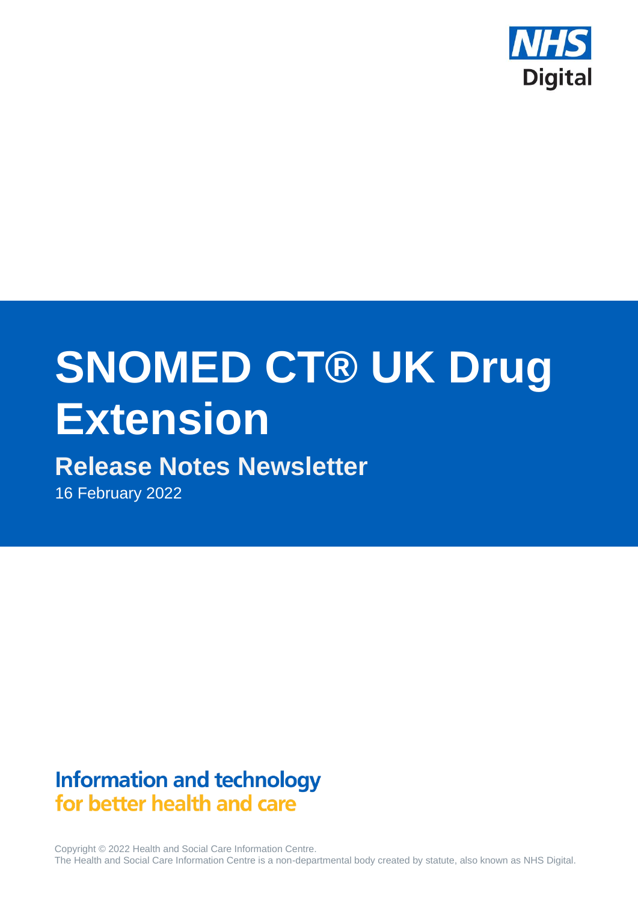NHS Digital

# SNOMED CT® UK Drug Extension

## Release Notes Newsletter

16 February 2022

**Information and technology**
**for better health and care**

Copyright © 2022 Health and Social Care Information Centre.
The Health and Social Care Information Centre is a non-departmental body created by statute, also known as NHS Digital.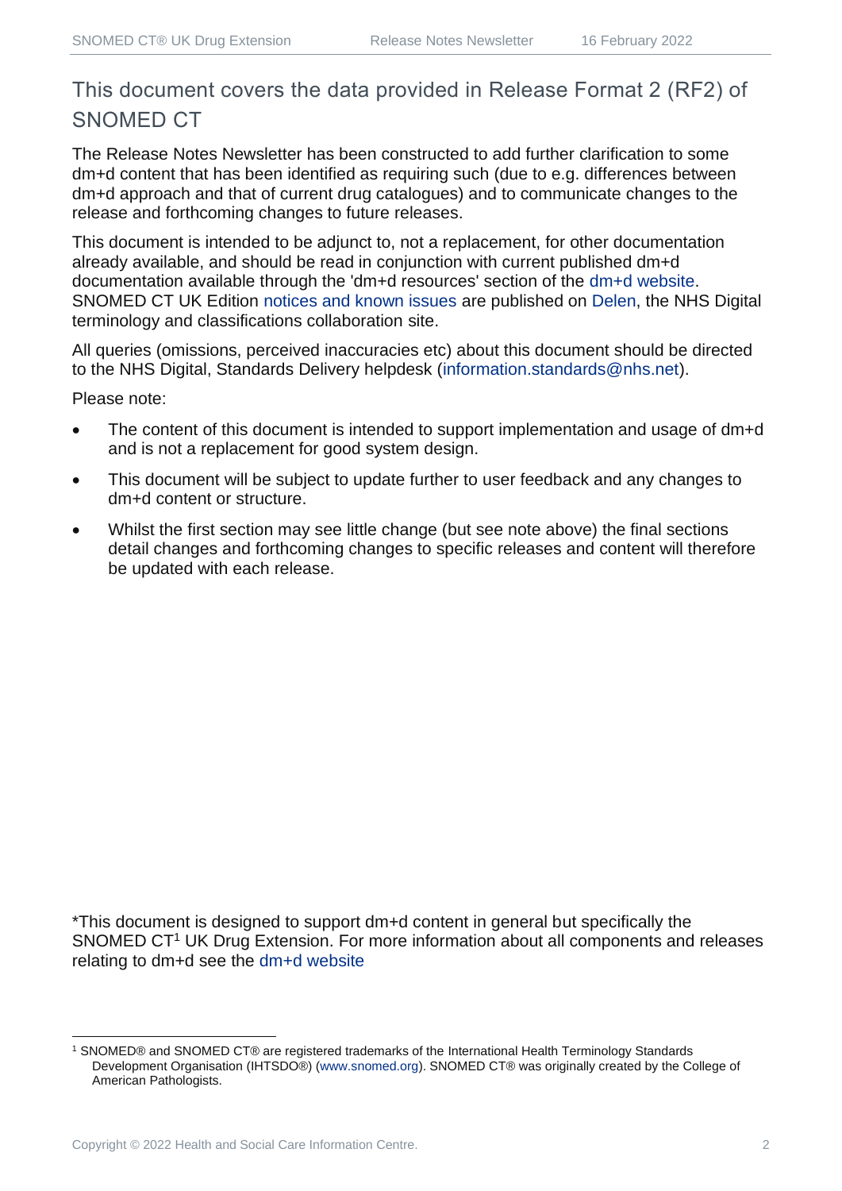## This document covers the data provided in Release Format 2 (RF2) of SNOMED CT

The Release Notes Newsletter has been constructed to add further clarification to some dm+d content that has been identified as requiring such (due to e.g. differences between dm+d approach and that of current drug catalogues) and to communicate changes to the release and forthcoming changes to future releases.

This document is intended to be adjunct to, not a replacement, for other documentation already available, and should be read in conjunction with current published dm+d documentation available through the 'dm+d resources' section of the dm+d website. SNOMED CT UK Edition notices and known issues are published on Delen, the NHS Digital terminology and classifications collaboration site.

All queries (omissions, perceived inaccuracies etc) about this document should be directed to the NHS Digital, Standards Delivery helpdesk (information.standards@nhs.net).

Please note:

- The content of this document is intended to support implementation and usage of dm+d and is not a replacement for good system design.
- This document will be subject to update further to user feedback and any changes to dm+d content or structure.
- Whilst the first section may see little change (but see note above) the final sections detail changes and forthcoming changes to specific releases and content will therefore be updated with each release.

*This document is designed to support dm+d content in general but specifically the SNOMED CT[1] UK Drug Extension. For more information about all components and releases relating to dm+d see the dm+d website

[1] SNOMED® and SNOMED CT® are registered trademarks of the International Health Terminology Standards Development Organisation (IHTSDO®) (www.snomed.org). SNOMED CT® was originally created by the College of American Pathologists.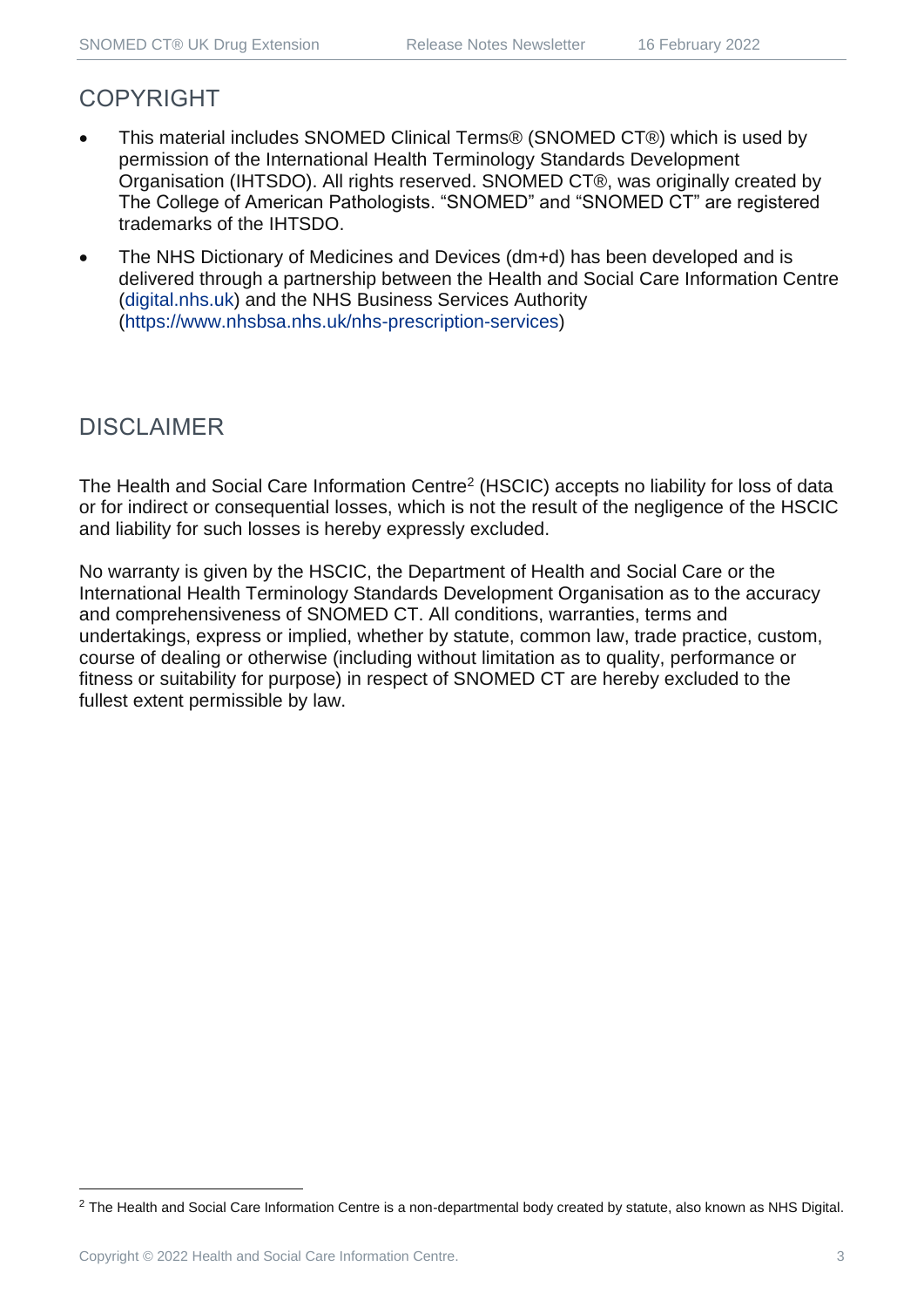## COPYRIGHT

- This material includes SNOMED Clinical Terms® (SNOMED CT®) which is used by permission of the International Health Terminology Standards Development Organisation (IHTSDO). All rights reserved. SNOMED CT®, was originally created by The College of American Pathologists. "SNOMED" and "SNOMED CT" are registered trademarks of the IHTSDO.
- The NHS Dictionary of Medicines and Devices (dm+d) has been developed and is delivered through a partnership between the Health and Social Care Information Centre (digital.nhs.uk) and the NHS Business Services Authority (https://www.nhsbsa.nhs.uk/nhs-prescription-services)

## DISCLAIMER

The Health and Social Care Information Centre[2] (HSCIC) accepts no liability for loss of data or for indirect or consequential losses, which is not the result of the negligence of the HSCIC and liability for such losses is hereby expressly excluded.

No warranty is given by the HSCIC, the Department of Health and Social Care or the International Health Terminology Standards Development Organisation as to the accuracy and comprehensiveness of SNOMED CT. All conditions, warranties, terms and undertakings, express or implied, whether by statute, common law, trade practice, custom, course of dealing or otherwise (including without limitation as to quality, performance or fitness or suitability for purpose) in respect of SNOMED CT are hereby excluded to the fullest extent permissible by law.

---

[2] The Health and Social Care Information Centre is a non-departmental body created by statute, also known as NHS Digital.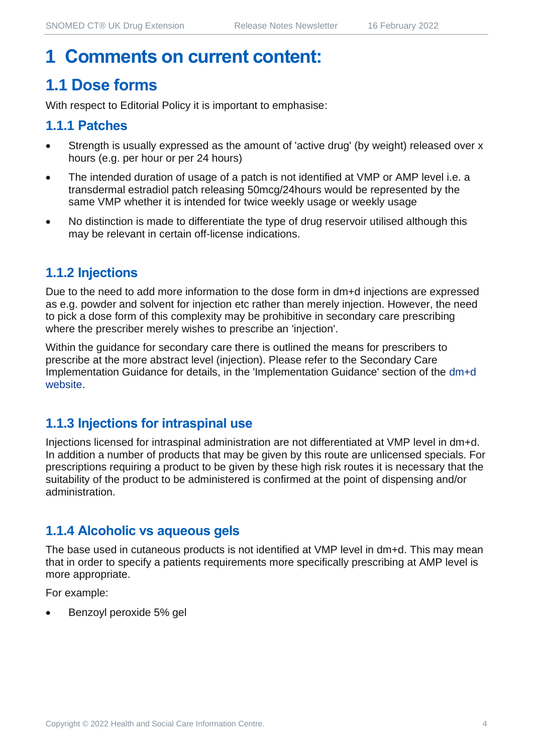# 1 Comments on current content:

## 1.1 Dose forms

With respect to Editorial Policy it is important to emphasise:

### 1.1.1 Patches

- Strength is usually expressed as the amount of 'active drug' (by weight) released over x hours (e.g. per hour or per 24 hours)
- The intended duration of usage of a patch is not identified at VMP or AMP level i.e. a transdermal estradiol patch releasing 50mcg/24hours would be represented by the same VMP whether it is intended for twice weekly usage or weekly usage
- No distinction is made to differentiate the type of drug reservoir utilised although this may be relevant in certain off-license indications.

### 1.1.2 Injections

Due to the need to add more information to the dose form in dm+d injections are expressed as e.g. powder and solvent for injection etc rather than merely injection. However, the need to pick a dose form of this complexity may be prohibitive in secondary care prescribing where the prescriber merely wishes to prescribe an 'injection'.

Within the guidance for secondary care there is outlined the means for prescribers to prescribe at the more abstract level (injection). Please refer to the Secondary Care Implementation Guidance for details, in the 'Implementation Guidance' section of the dm+d website.

### 1.1.3 Injections for intraspinal use

Injections licensed for intraspinal administration are not differentiated at VMP level in dm+d. In addition a number of products that may be given by this route are unlicensed specials. For prescriptions requiring a product to be given by these high risk routes it is necessary that the suitability of the product to be administered is confirmed at the point of dispensing and/or administration.

### 1.1.4 Alcoholic vs aqueous gels

The base used in cutaneous products is not identified at VMP level in dm+d. This may mean that in order to specify a patients requirements more specifically prescribing at AMP level is more appropriate.

For example:

- Benzoyl peroxide 5% gel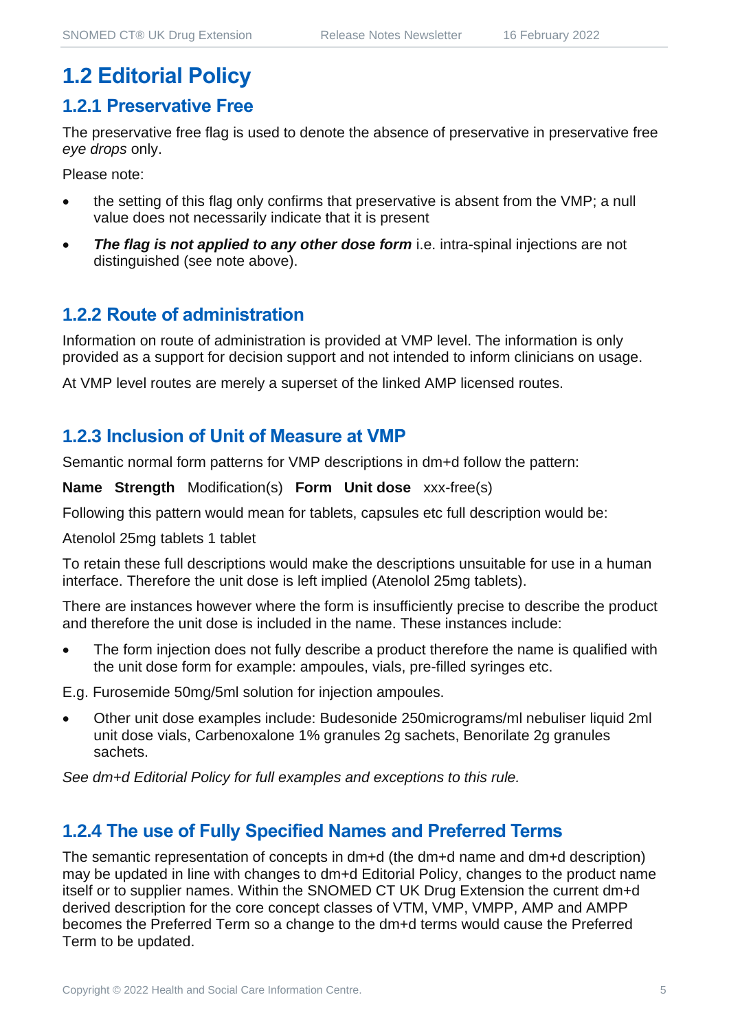## 1.2 Editorial Policy

### 1.2.1 Preservative Free

The preservative free flag is used to denote the absence of preservative in preservative free *eye drops* only.

Please note:

- the setting of this flag only confirms that preservative is absent from the VMP; a null value does not necessarily indicate that it is present
- ***The flag is not applied to any other dose form*** i.e. intra-spinal injections are not distinguished (see note above).

### 1.2.2 Route of administration

Information on route of administration is provided at VMP level. The information is only provided as a support for decision support and not intended to inform clinicians on usage.

At VMP level routes are merely a superset of the linked AMP licensed routes.

### 1.2.3 Inclusion of Unit of Measure at VMP

Semantic normal form patterns for VMP descriptions in dm+d follow the pattern:

**Name Strength** Modification(s) **Form Unit dose** xxx-free(s)

Following this pattern would mean for tablets, capsules etc full description would be:

Atenolol 25mg tablets 1 tablet

To retain these full descriptions would make the descriptions unsuitable for use in a human interface. Therefore the unit dose is left implied (Atenolol 25mg tablets).

There are instances however where the form is insufficiently precise to describe the product and therefore the unit dose is included in the name. These instances include:

- The form injection does not fully describe a product therefore the name is qualified with the unit dose form for example: ampoules, vials, pre-filled syringes etc.

E.g. Furosemide 50mg/5ml solution for injection ampoules.

- Other unit dose examples include: Budesonide 250micrograms/ml nebuliser liquid 2ml unit dose vials, Carbenoxalone 1% granules 2g sachets, Benorilate 2g granules sachets.

*See dm+d Editorial Policy for full examples and exceptions to this rule.*

### 1.2.4 The use of Fully Specified Names and Preferred Terms

The semantic representation of concepts in dm+d (the dm+d name and dm+d description) may be updated in line with changes to dm+d Editorial Policy, changes to the product name itself or to supplier names. Within the SNOMED CT UK Drug Extension the current dm+d derived description for the core concept classes of VTM, VMP, VMPP, AMP and AMPP becomes the Preferred Term so a change to the dm+d terms would cause the Preferred Term to be updated.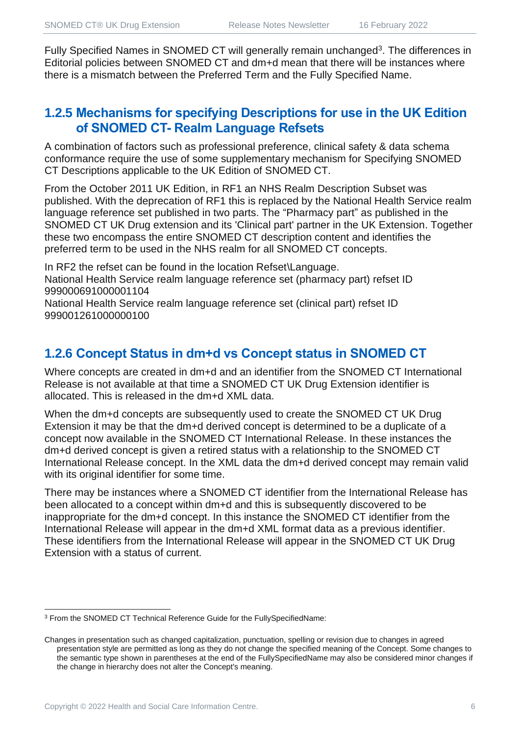Fully Specified Names in SNOMED CT will generally remain unchanged[3]. The differences in Editorial policies between SNOMED CT and dm+d mean that there will be instances where there is a mismatch between the Preferred Term and the Fully Specified Name.

### 1.2.5 Mechanisms for specifying Descriptions for use in the UK Edition of SNOMED CT- Realm Language Refsets

A combination of factors such as professional preference, clinical safety & data schema conformance require the use of some supplementary mechanism for Specifying SNOMED CT Descriptions applicable to the UK Edition of SNOMED CT.

From the October 2011 UK Edition, in RF1 an NHS Realm Description Subset was published. With the deprecation of RF1 this is replaced by the National Health Service realm language reference set published in two parts. The "Pharmacy part" as published in the SNOMED CT UK Drug extension and its 'Clinical part' partner in the UK Extension. Together these two encompass the entire SNOMED CT description content and identifies the preferred term to be used in the NHS realm for all SNOMED CT concepts.

In RF2 the refset can be found in the location Refset\Language.
National Health Service realm language reference set (pharmacy part) refset ID 999000691000001104
National Health Service realm language reference set (clinical part) refset ID 999001261000000100

### 1.2.6 Concept Status in dm+d vs Concept status in SNOMED CT

Where concepts are created in dm+d and an identifier from the SNOMED CT International Release is not available at that time a SNOMED CT UK Drug Extension identifier is allocated. This is released in the dm+d XML data.

When the dm+d concepts are subsequently used to create the SNOMED CT UK Drug Extension it may be that the dm+d derived concept is determined to be a duplicate of a concept now available in the SNOMED CT International Release. In these instances the dm+d derived concept is given a retired status with a relationship to the SNOMED CT International Release concept. In the XML data the dm+d derived concept may remain valid with its original identifier for some time.

There may be instances where a SNOMED CT identifier from the International Release has been allocated to a concept within dm+d and this is subsequently discovered to be inappropriate for the dm+d concept. In this instance the SNOMED CT identifier from the International Release will appear in the dm+d XML format data as a previous identifier. These identifiers from the International Release will appear in the SNOMED CT UK Drug Extension with a status of current.

---

[3] From the SNOMED CT Technical Reference Guide for the FullySpecifiedName:

Changes in presentation such as changed capitalization, punctuation, spelling or revision due to changes in agreed presentation style are permitted as long as they do not change the specified meaning of the Concept. Some changes to the semantic type shown in parentheses at the end of the FullySpecifiedName may also be considered minor changes if the change in hierarchy does not alter the Concept's meaning.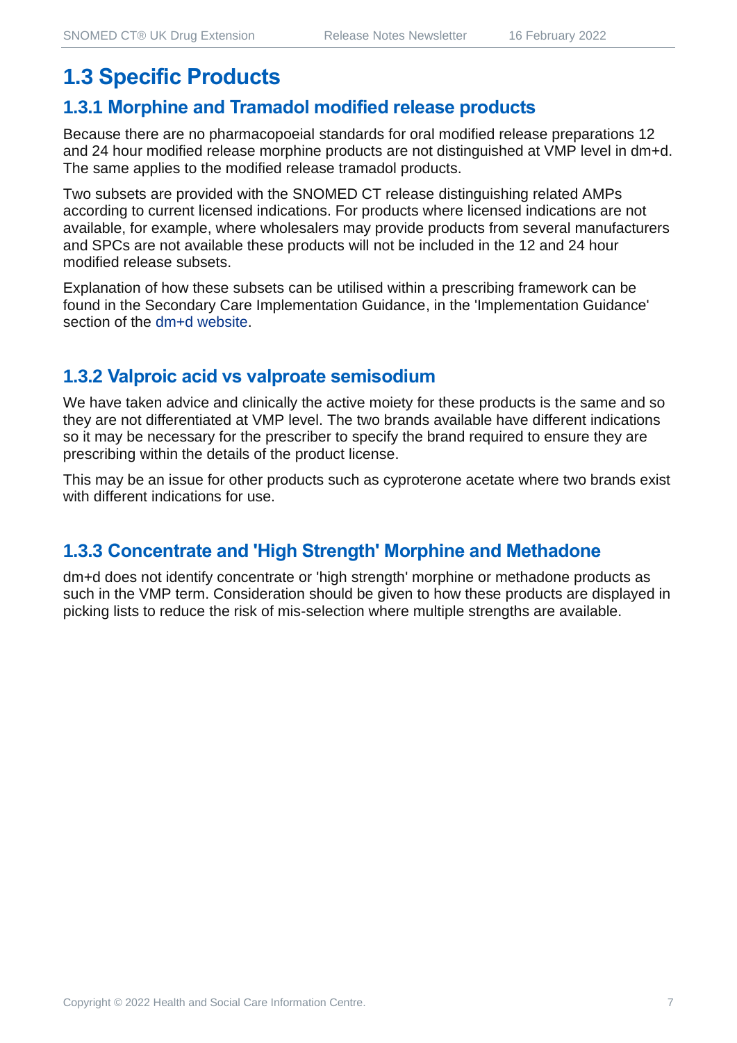## 1.3 Specific Products

### 1.3.1 Morphine and Tramadol modified release products

Because there are no pharmacopoeial standards for oral modified release preparations 12 and 24 hour modified release morphine products are not distinguished at VMP level in dm+d. The same applies to the modified release tramadol products.

Two subsets are provided with the SNOMED CT release distinguishing related AMPs according to current licensed indications. For products where licensed indications are not available, for example, where wholesalers may provide products from several manufacturers and SPCs are not available these products will not be included in the 12 and 24 hour modified release subsets.

Explanation of how these subsets can be utilised within a prescribing framework can be found in the Secondary Care Implementation Guidance, in the 'Implementation Guidance' section of the dm+d website.

### 1.3.2 Valproic acid vs valproate semisodium

We have taken advice and clinically the active moiety for these products is the same and so they are not differentiated at VMP level. The two brands available have different indications so it may be necessary for the prescriber to specify the brand required to ensure they are prescribing within the details of the product license.

This may be an issue for other products such as cyproterone acetate where two brands exist with different indications for use.

### 1.3.3 Concentrate and 'High Strength' Morphine and Methadone

dm+d does not identify concentrate or 'high strength' morphine or methadone products as such in the VMP term. Consideration should be given to how these products are displayed in picking lists to reduce the risk of mis-selection where multiple strengths are available.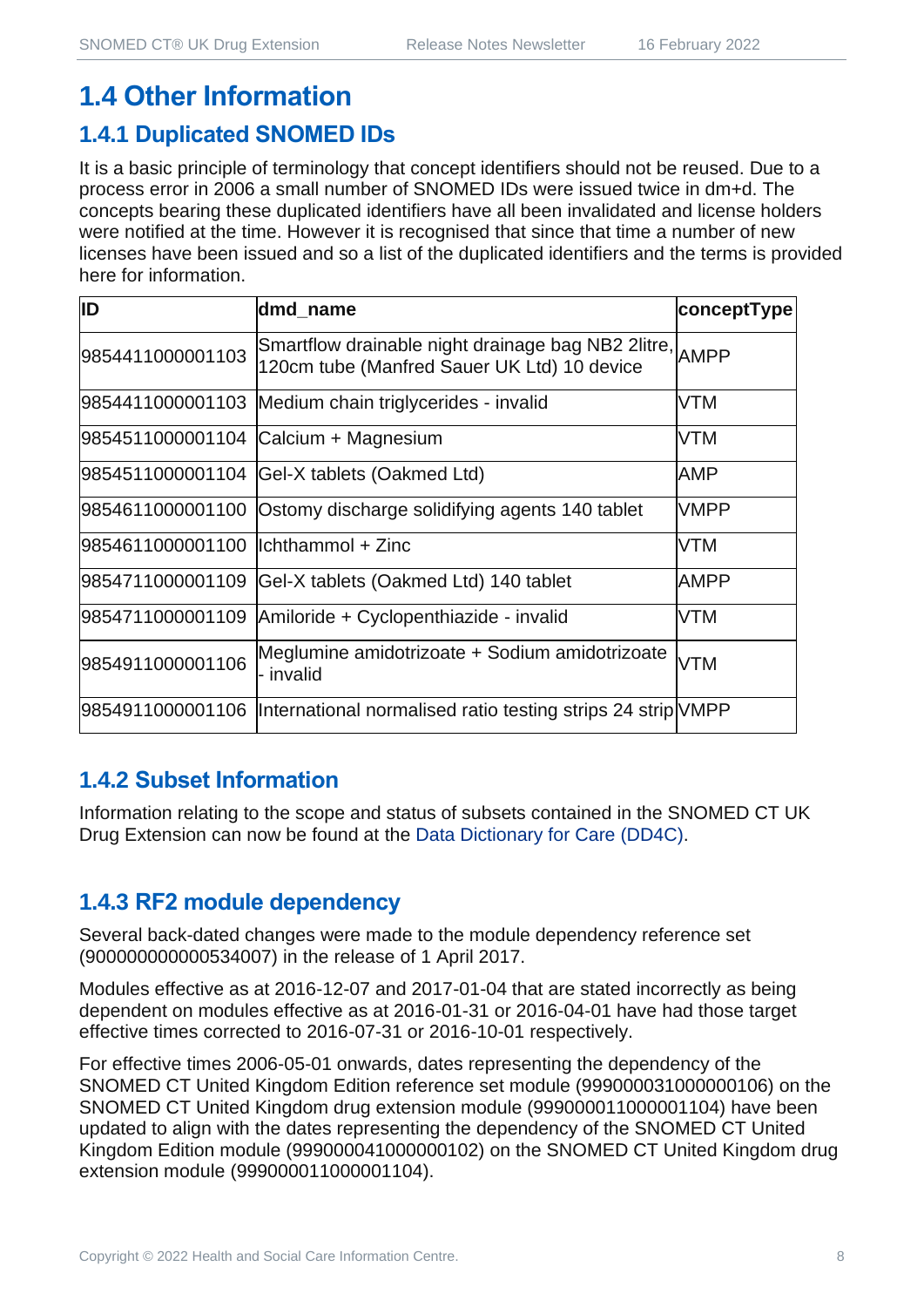# 1.4 Other Information

## 1.4.1 Duplicated SNOMED IDs

It is a basic principle of terminology that concept identifiers should not be reused. Due to a process error in 2006 a small number of SNOMED IDs were issued twice in dm+d. The concepts bearing these duplicated identifiers have all been invalidated and license holders were notified at the time. However it is recognised that since that time a number of new licenses have been issued and so a list of the duplicated identifiers and the terms is provided here for information.

| ID | dmd_name | conceptType |
|---|---|---|
| 9854411000001103 | Smartflow drainable night drainage bag NB2 2litre, 120cm tube (Manfred Sauer UK Ltd) 10 device | AMPP |
| 9854411000001103 | Medium chain triglycerides - invalid | VTM |
| 9854511000001104 | Calcium + Magnesium | VTM |
| 9854511000001104 | Gel-X tablets (Oakmed Ltd) | AMP |
| 9854611000001100 | Ostomy discharge solidifying agents 140 tablet | VMPP |
| 9854611000001100 | Ichthammol + Zinc | VTM |
| 9854711000001109 | Gel-X tablets (Oakmed Ltd) 140 tablet | AMPP |
| 9854711000001109 | Amiloride + Cyclopenthiazide - invalid | VTM |
| 9854911000001106 | Meglumine amidotrizoate + Sodium amidotrizoate - invalid | VTM |
| 9854911000001106 | International normalised ratio testing strips 24 strip | VMPP |

## 1.4.2 Subset Information

Information relating to the scope and status of subsets contained in the SNOMED CT UK Drug Extension can now be found at the Data Dictionary for Care (DD4C).

## 1.4.3 RF2 module dependency

Several back-dated changes were made to the module dependency reference set (900000000000534007) in the release of 1 April 2017.

Modules effective as at 2016-12-07 and 2017-01-04 that are stated incorrectly as being dependent on modules effective as at 2016-01-31 or 2016-04-01 have had those target effective times corrected to 2016-07-31 or 2016-10-01 respectively.

For effective times 2006-05-01 onwards, dates representing the dependency of the SNOMED CT United Kingdom Edition reference set module (999000031000000106) on the SNOMED CT United Kingdom drug extension module (999000011000001104) have been updated to align with the dates representing the dependency of the SNOMED CT United Kingdom Edition module (999000041000000102) on the SNOMED CT United Kingdom drug extension module (999000011000001104).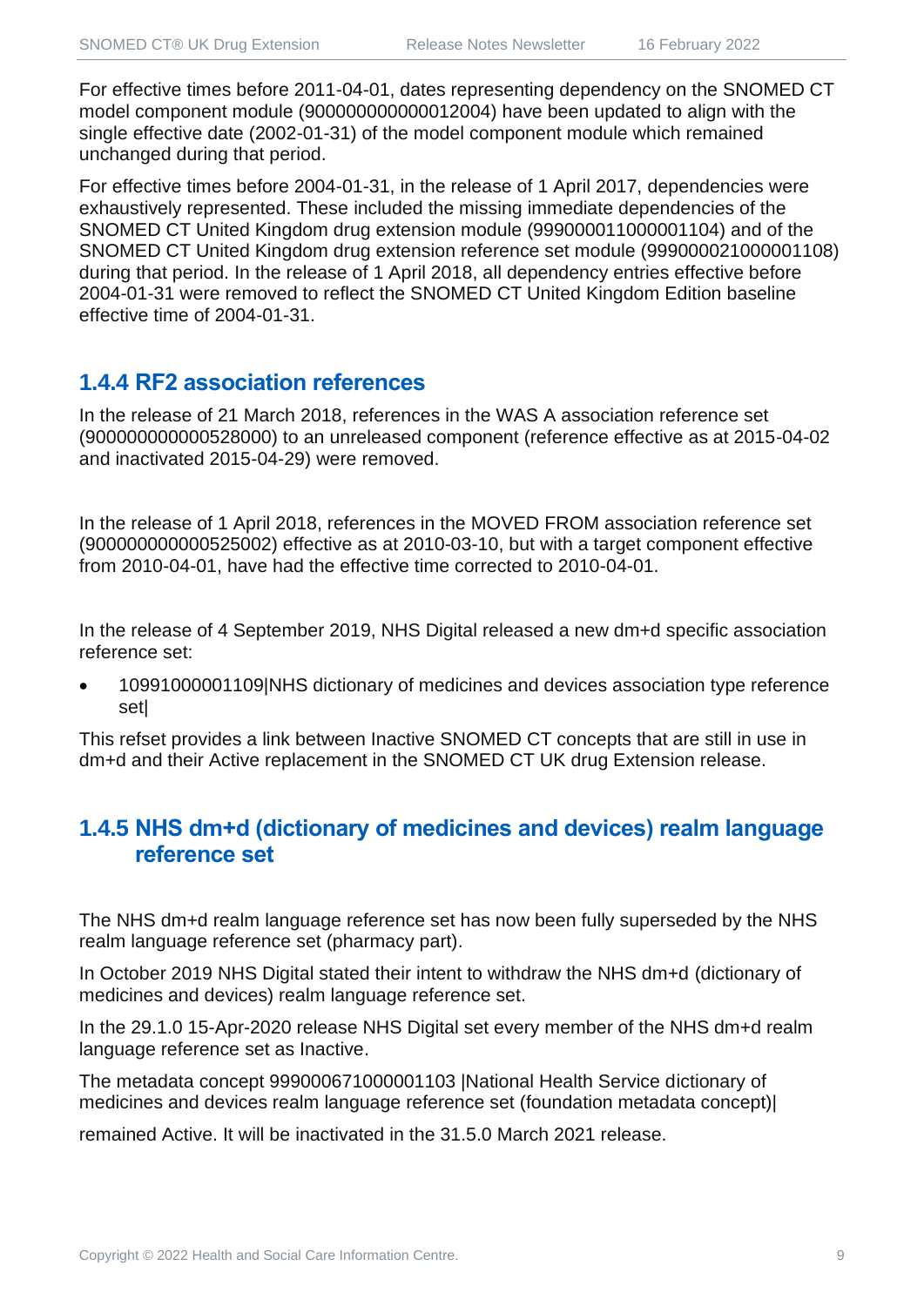For effective times before 2011-04-01, dates representing dependency on the SNOMED CT model component module (900000000000012004) have been updated to align with the single effective date (2002-01-31) of the model component module which remained unchanged during that period.

For effective times before 2004-01-31, in the release of 1 April 2017, dependencies were exhaustively represented. These included the missing immediate dependencies of the SNOMED CT United Kingdom drug extension module (999000011000001104) and of the SNOMED CT United Kingdom drug extension reference set module (999000021000001108) during that period. In the release of 1 April 2018, all dependency entries effective before 2004-01-31 were removed to reflect the SNOMED CT United Kingdom Edition baseline effective time of 2004-01-31.

### 1.4.4 RF2 association references

In the release of 21 March 2018, references in the WAS A association reference set (900000000000528000) to an unreleased component (reference effective as at 2015-04-02 and inactivated 2015-04-29) were removed.

In the release of 1 April 2018, references in the MOVED FROM association reference set (900000000000525002) effective as at 2010-03-10, but with a target component effective from 2010-04-01, have had the effective time corrected to 2010-04-01.

In the release of 4 September 2019, NHS Digital released a new dm+d specific association reference set:

- 10991000001109|NHS dictionary of medicines and devices association type reference set|

This refset provides a link between Inactive SNOMED CT concepts that are still in use in dm+d and their Active replacement in the SNOMED CT UK drug Extension release.

### 1.4.5 NHS dm+d (dictionary of medicines and devices) realm language reference set

The NHS dm+d realm language reference set has now been fully superseded by the NHS realm language reference set (pharmacy part).

In October 2019 NHS Digital stated their intent to withdraw the NHS dm+d (dictionary of medicines and devices) realm language reference set.

In the 29.1.0 15-Apr-2020 release NHS Digital set every member of the NHS dm+d realm language reference set as Inactive.

The metadata concept 999000671000001103 |National Health Service dictionary of medicines and devices realm language reference set (foundation metadata concept)|

remained Active. It will be inactivated in the 31.5.0 March 2021 release.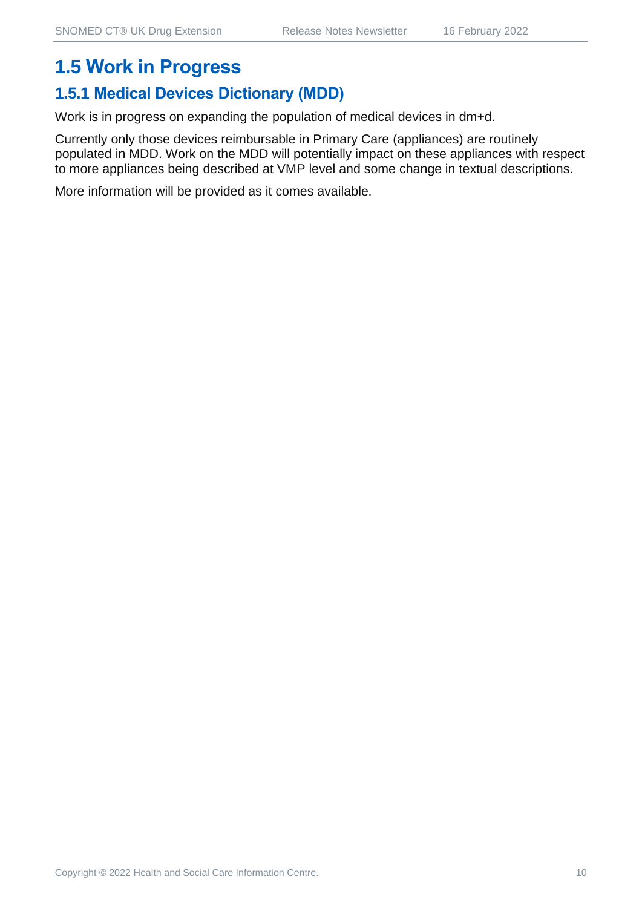## 1.5 Work in Progress

### 1.5.1 Medical Devices Dictionary (MDD)

Work is in progress on expanding the population of medical devices in dm+d.

Currently only those devices reimbursable in Primary Care (appliances) are routinely populated in MDD. Work on the MDD will potentially impact on these appliances with respect to more appliances being described at VMP level and some change in textual descriptions.

More information will be provided as it comes available.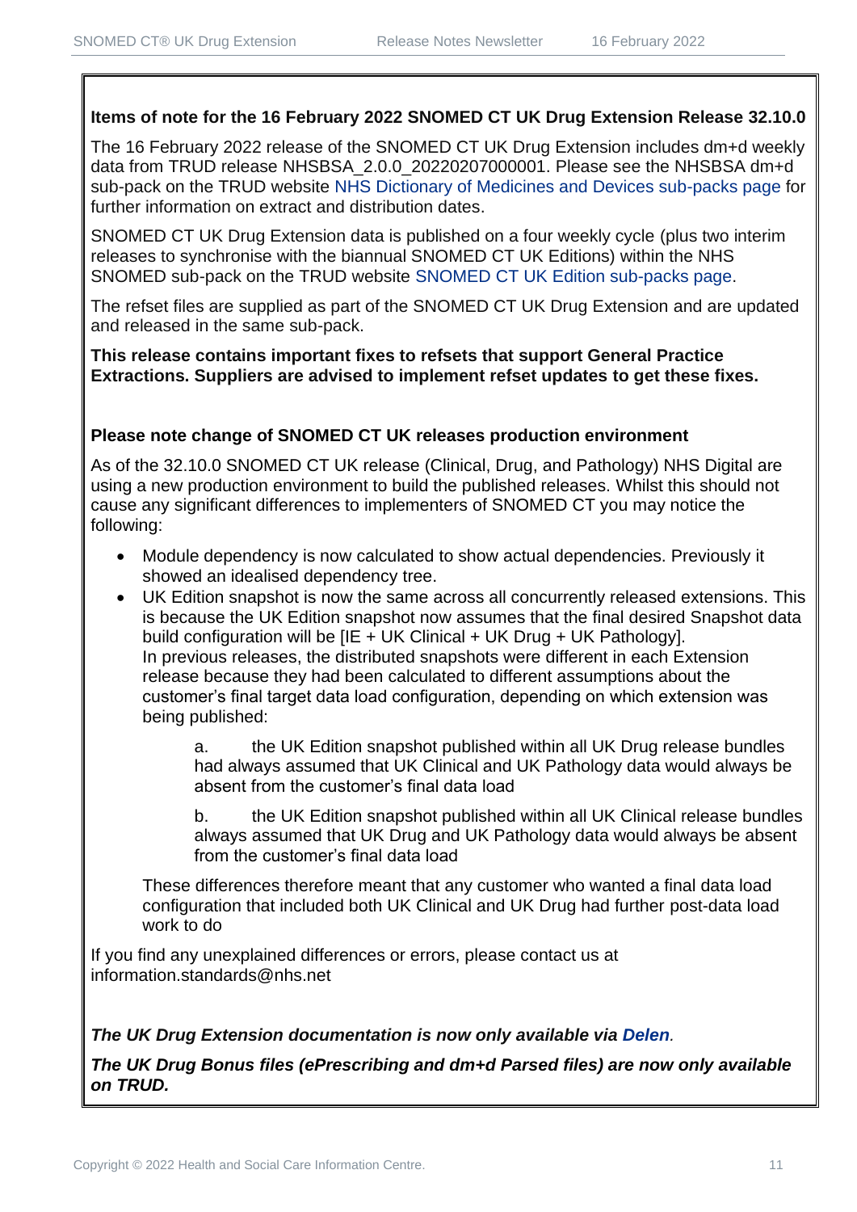**Items of note for the 16 February 2022 SNOMED CT UK Drug Extension Release 32.10.0**

The 16 February 2022 release of the SNOMED CT UK Drug Extension includes dm+d weekly data from TRUD release NHSBSA_2.0.0_20220207000001. Please see the NHSBSA dm+d sub-pack on the TRUD website NHS Dictionary of Medicines and Devices sub-packs page for further information on extract and distribution dates.

SNOMED CT UK Drug Extension data is published on a four weekly cycle (plus two interim releases to synchronise with the biannual SNOMED CT UK Editions) within the NHS SNOMED sub-pack on the TRUD website SNOMED CT UK Edition sub-packs page.

The refset files are supplied as part of the SNOMED CT UK Drug Extension and are updated and released in the same sub-pack.

**This release contains important fixes to refsets that support General Practice Extractions. Suppliers are advised to implement refset updates to get these fixes.**

**Please note change of SNOMED CT UK releases production environment**

As of the 32.10.0 SNOMED CT UK release (Clinical, Drug, and Pathology) NHS Digital are using a new production environment to build the published releases. Whilst this should not cause any significant differences to implementers of SNOMED CT you may notice the following:

- Module dependency is now calculated to show actual dependencies. Previously it showed an idealised dependency tree.
- UK Edition snapshot is now the same across all concurrently released extensions. This is because the UK Edition snapshot now assumes that the final desired Snapshot data build configuration will be [IE + UK Clinical + UK Drug + UK Pathology].
  In previous releases, the distributed snapshots were different in each Extension release because they had been calculated to different assumptions about the customer's final target data load configuration, depending on which extension was being published:

  a. the UK Edition snapshot published within all UK Drug release bundles had always assumed that UK Clinical and UK Pathology data would always be absent from the customer's final data load

  b. the UK Edition snapshot published within all UK Clinical release bundles always assumed that UK Drug and UK Pathology data would always be absent from the customer's final data load

  These differences therefore meant that any customer who wanted a final data load configuration that included both UK Clinical and UK Drug had further post-data load work to do

If you find any unexplained differences or errors, please contact us at information.standards@nhs.net

***The UK Drug Extension documentation is now only available via Delen.***

***The UK Drug Bonus files (ePrescribing and dm+d Parsed files) are now only available on TRUD.***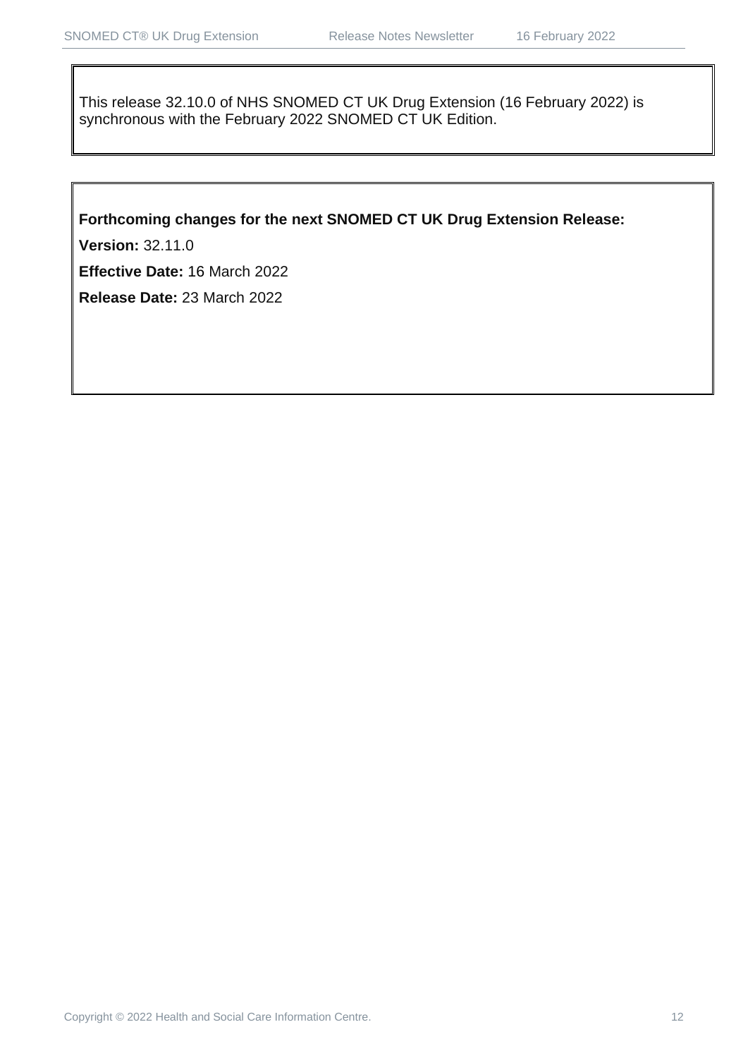This release 32.10.0 of NHS SNOMED CT UK Drug Extension (16 February 2022) is synchronous with the February 2022 SNOMED CT UK Edition.

**Forthcoming changes for the next SNOMED CT UK Drug Extension Release:**

**Version:** 32.11.0

**Effective Date:** 16 March 2022

**Release Date:** 23 March 2022